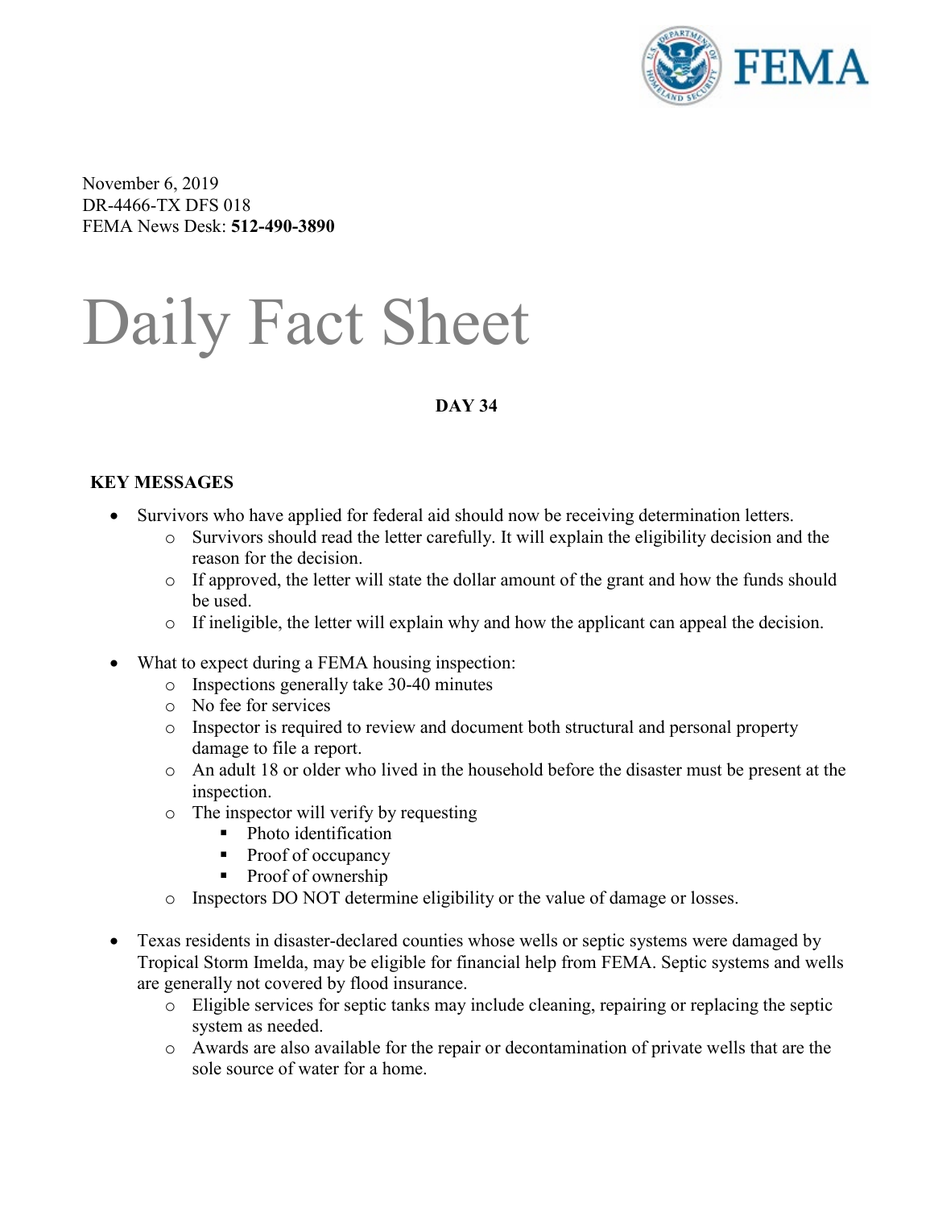November 6, 2019
DR-4466-TX DFS 018
FEMA News Desk: **512-490-3890**

# Daily Fact Sheet

**DAY 34**

## KEY MESSAGES

- Survivors who have applied for federal aid should now be receiving determination letters.
  - Survivors should read the letter carefully. It will explain the eligibility decision and the reason for the decision.
  - If approved, the letter will state the dollar amount of the grant and how the funds should be used.
  - If ineligible, the letter will explain why and how the applicant can appeal the decision.

- What to expect during a FEMA housing inspection:
  - Inspections generally take 30-40 minutes
  - No fee for services
  - Inspector is required to review and document both structural and personal property damage to file a report.
  - An adult 18 or older who lived in the household before the disaster must be present at the inspection.
  - The inspector will verify by requesting
    - Photo identification
    - Proof of occupancy
    - Proof of ownership
  - Inspectors DO NOT determine eligibility or the value of damage or losses.

- Texas residents in disaster-declared counties whose wells or septic systems were damaged by Tropical Storm Imelda, may be eligible for financial help from FEMA. Septic systems and wells are generally not covered by flood insurance.
  - Eligible services for septic tanks may include cleaning, repairing or replacing the septic system as needed.
  - Awards are also available for the repair or decontamination of private wells that are the sole source of water for a home.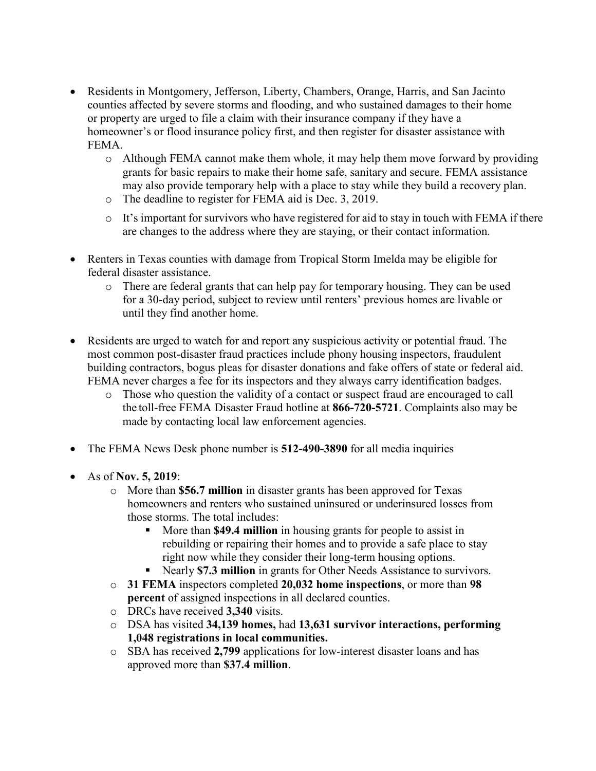- Residents in Montgomery, Jefferson, Liberty, Chambers, Orange, Harris, and San Jacinto counties affected by severe storms and flooding, and who sustained damages to their home or property are urged to file a claim with their insurance company if they have a homeowner's or flood insurance policy first, and then register for disaster assistance with FEMA.
  - Although FEMA cannot make them whole, it may help them move forward by providing grants for basic repairs to make their home safe, sanitary and secure. FEMA assistance may also provide temporary help with a place to stay while they build a recovery plan.
  - The deadline to register for FEMA aid is Dec. 3, 2019.
  - It's important for survivors who have registered for aid to stay in touch with FEMA if there are changes to the address where they are staying, or their contact information.

- Renters in Texas counties with damage from Tropical Storm Imelda may be eligible for federal disaster assistance.
  - There are federal grants that can help pay for temporary housing. They can be used for a 30-day period, subject to review until renters' previous homes are livable or until they find another home.

- Residents are urged to watch for and report any suspicious activity or potential fraud. The most common post-disaster fraud practices include phony housing inspectors, fraudulent building contractors, bogus pleas for disaster donations and fake offers of state or federal aid. FEMA never charges a fee for its inspectors and they always carry identification badges.
  - Those who question the validity of a contact or suspect fraud are encouraged to call the toll-free FEMA Disaster Fraud hotline at **866-720-5721**. Complaints also may be made by contacting local law enforcement agencies.

- The FEMA News Desk phone number is **512-490-3890** for all media inquiries

- As of **Nov. 5, 2019**:
  - More than **$56.7 million** in disaster grants has been approved for Texas homeowners and renters who sustained uninsured or underinsured losses from those storms. The total includes:
    - More than **$49.4 million** in housing grants for people to assist in rebuilding or repairing their homes and to provide a safe place to stay right now while they consider their long-term housing options.
    - Nearly **$7.3 million** in grants for Other Needs Assistance to survivors.
  - **31 FEMA** inspectors completed **20,032 home inspections**, or more than **98 percent** of assigned inspections in all declared counties.
  - DRCs have received **3,340** visits.
  - DSA has visited **34,139 homes,** had **13,631 survivor interactions, performing 1,048 registrations in local communities.**
  - SBA has received **2,799** applications for low-interest disaster loans and has approved more than **$37.4 million**.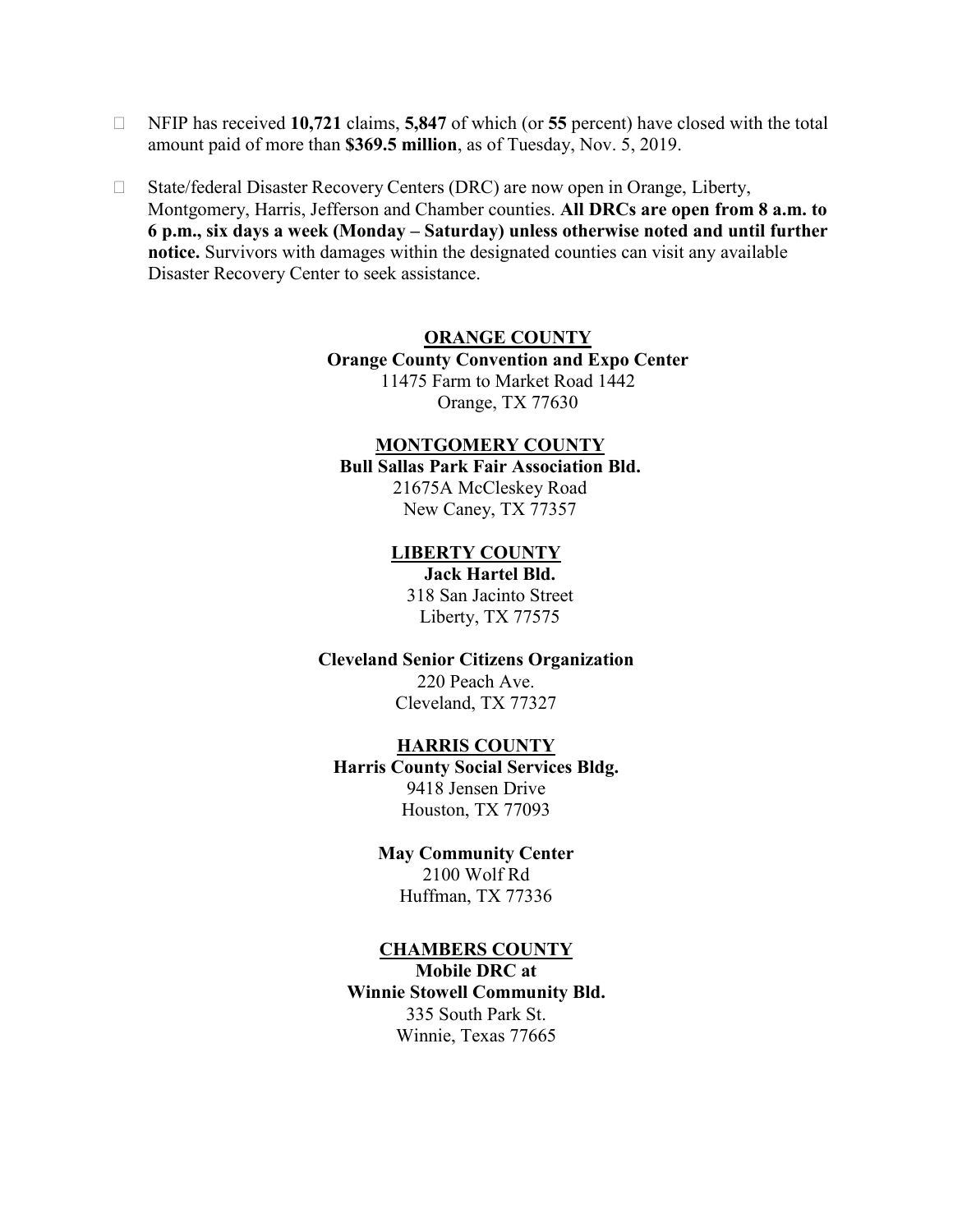- NFIP has received **10,721** claims, **5,847** of which (or **55** percent) have closed with the total amount paid of more than **$369.5 million**, as of Tuesday, Nov. 5, 2019.

- State/federal Disaster Recovery Centers (DRC) are now open in Orange, Liberty, Montgomery, Harris, Jefferson and Chamber counties. **All DRCs are open from 8 a.m. to 6 p.m., six days a week (Monday – Saturday) unless otherwise noted and until further notice.** Survivors with damages within the designated counties can visit any available Disaster Recovery Center to seek assistance.

**<u>ORANGE COUNTY</u>**
**Orange County Convention and Expo Center**
11475 Farm to Market Road 1442
Orange, TX 77630

**<u>MONTGOMERY COUNTY</u>**
**Bull Sallas Park Fair Association Bld.**
21675A McCleskey Road
New Caney, TX 77357

**<u>LIBERTY COUNTY</u>**
**Jack Hartel Bld.**
318 San Jacinto Street
Liberty, TX 77575

**Cleveland Senior Citizens Organization**
220 Peach Ave.
Cleveland, TX 77327

**<u>HARRIS COUNTY</u>**
**Harris County Social Services Bldg.**
9418 Jensen Drive
Houston, TX 77093

**May Community Center**
2100 Wolf Rd
Huffman, TX 77336

**<u>CHAMBERS COUNTY</u>**
**Mobile DRC at**
**Winnie Stowell Community Bld.**
335 South Park St.
Winnie, Texas 77665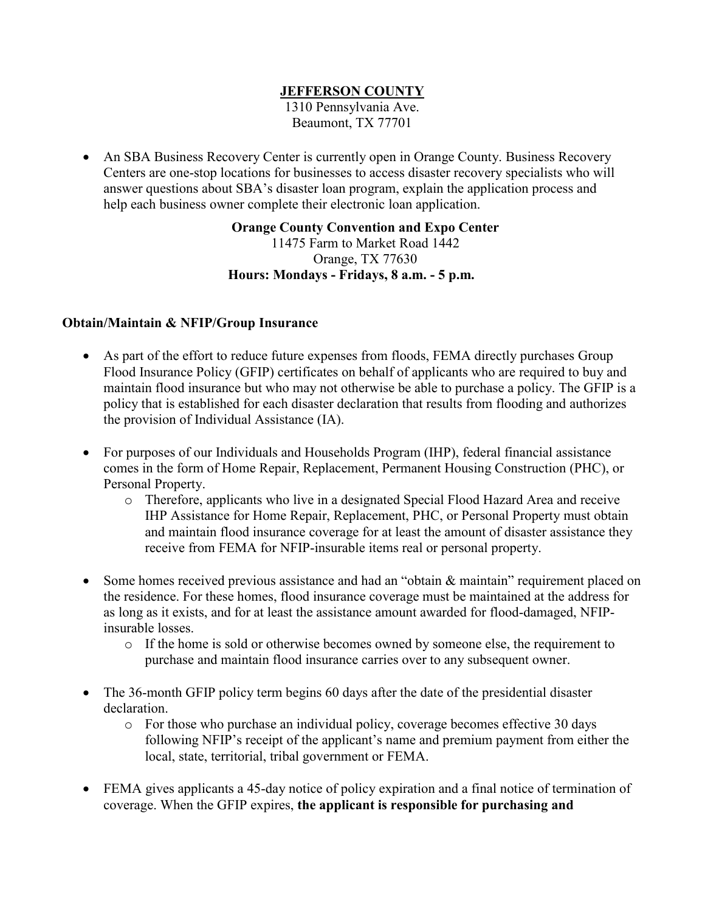**JEFFERSON COUNTY**

1310 Pennsylvania Ave.
Beaumont, TX 77701

- An SBA Business Recovery Center is currently open in Orange County. Business Recovery Centers are one-stop locations for businesses to access disaster recovery specialists who will answer questions about SBA's disaster loan program, explain the application process and help each business owner complete their electronic loan application.

**Orange County Convention and Expo Center**
11475 Farm to Market Road 1442
Orange, TX 77630
**Hours: Mondays - Fridays, 8 a.m. - 5 p.m.**

**Obtain/Maintain & NFIP/Group Insurance**

- As part of the effort to reduce future expenses from floods, FEMA directly purchases Group Flood Insurance Policy (GFIP) certificates on behalf of applicants who are required to buy and maintain flood insurance but who may not otherwise be able to purchase a policy. The GFIP is a policy that is established for each disaster declaration that results from flooding and authorizes the provision of Individual Assistance (IA).

- For purposes of our Individuals and Households Program (IHP), federal financial assistance comes in the form of Home Repair, Replacement, Permanent Housing Construction (PHC), or Personal Property.
  - Therefore, applicants who live in a designated Special Flood Hazard Area and receive IHP Assistance for Home Repair, Replacement, PHC, or Personal Property must obtain and maintain flood insurance coverage for at least the amount of disaster assistance they receive from FEMA for NFIP-insurable items real or personal property.

- Some homes received previous assistance and had an "obtain & maintain" requirement placed on the residence. For these homes, flood insurance coverage must be maintained at the address for as long as it exists, and for at least the assistance amount awarded for flood-damaged, NFIP-insurable losses.
  - If the home is sold or otherwise becomes owned by someone else, the requirement to purchase and maintain flood insurance carries over to any subsequent owner.

- The 36-month GFIP policy term begins 60 days after the date of the presidential disaster declaration.
  - For those who purchase an individual policy, coverage becomes effective 30 days following NFIP's receipt of the applicant's name and premium payment from either the local, state, territorial, tribal government or FEMA.

- FEMA gives applicants a 45-day notice of policy expiration and a final notice of termination of coverage. When the GFIP expires, **the applicant is responsible for purchasing and**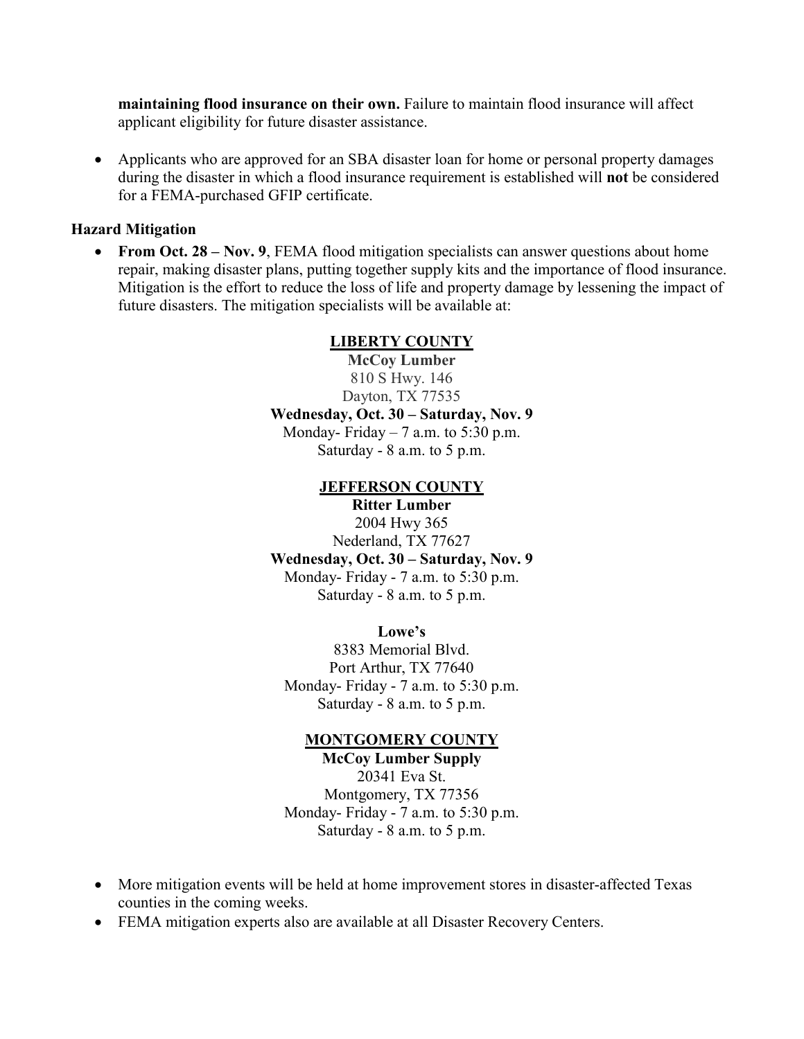**maintaining flood insurance on their own.** Failure to maintain flood insurance will affect applicant eligibility for future disaster assistance.

- Applicants who are approved for an SBA disaster loan for home or personal property damages during the disaster in which a flood insurance requirement is established will **not** be considered for a FEMA-purchased GFIP certificate.

**Hazard Mitigation**

- **From Oct. 28 – Nov. 9**, FEMA flood mitigation specialists can answer questions about home repair, making disaster plans, putting together supply kits and the importance of flood insurance. Mitigation is the effort to reduce the loss of life and property damage by lessening the impact of future disasters. The mitigation specialists will be available at:

**LIBERTY COUNTY**

**McCoy Lumber**
810 S Hwy. 146
Dayton, TX 77535
**Wednesday, Oct. 30 – Saturday, Nov. 9**
Monday- Friday – 7 a.m. to 5:30 p.m.
Saturday - 8 a.m. to 5 p.m.

**JEFFERSON COUNTY**

**Ritter Lumber**
2004 Hwy 365
Nederland, TX 77627
**Wednesday, Oct. 30 – Saturday, Nov. 9**
Monday- Friday - 7 a.m. to 5:30 p.m.
Saturday - 8 a.m. to 5 p.m.

**Lowe's**
8383 Memorial Blvd.
Port Arthur, TX 77640
Monday- Friday - 7 a.m. to 5:30 p.m.
Saturday - 8 a.m. to 5 p.m.

**MONTGOMERY COUNTY**

**McCoy Lumber Supply**
20341 Eva St.
Montgomery, TX 77356
Monday- Friday - 7 a.m. to 5:30 p.m.
Saturday - 8 a.m. to 5 p.m.

- More mitigation events will be held at home improvement stores in disaster-affected Texas counties in the coming weeks.
- FEMA mitigation experts also are available at all Disaster Recovery Centers.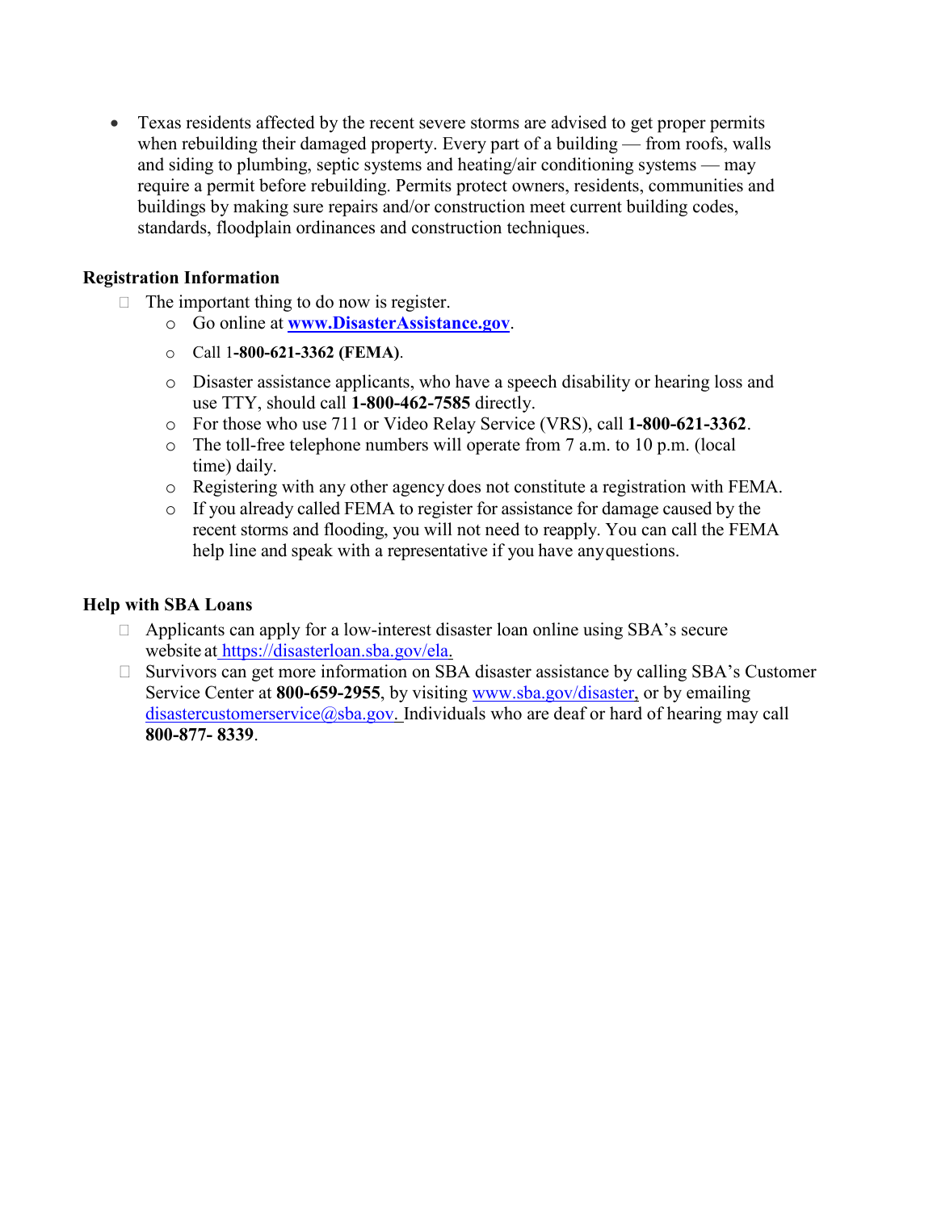- Texas residents affected by the recent severe storms are advised to get proper permits when rebuilding their damaged property. Every part of a building — from roofs, walls and siding to plumbing, septic systems and heating/air conditioning systems — may require a permit before rebuilding. Permits protect owners, residents, communities and buildings by making sure repairs and/or construction meet current building codes, standards, floodplain ordinances and construction techniques.

**Registration Information**

- The important thing to do now is register.
  - Go online at **www.DisasterAssistance.gov**.
  - Call 1**-800-621-3362 (FEMA)**.
  - Disaster assistance applicants, who have a speech disability or hearing loss and use TTY, should call **1-800-462-7585** directly.
  - For those who use 711 or Video Relay Service (VRS), call **1-800-621-3362**.
  - The toll-free telephone numbers will operate from 7 a.m. to 10 p.m. (local time) daily.
  - Registering with any other agency does not constitute a registration with FEMA.
  - If you already called FEMA to register for assistance for damage caused by the recent storms and flooding, you will not need to reapply. You can call the FEMA help line and speak with a representative if you have any questions.

**Help with SBA Loans**

- Applicants can apply for a low-interest disaster loan online using SBA's secure website at https://disasterloan.sba.gov/ela.
- Survivors can get more information on SBA disaster assistance by calling SBA's Customer Service Center at **800-659-2955**, by visiting www.sba.gov/disaster, or by emailing disastercustomerservice@sba.gov. Individuals who are deaf or hard of hearing may call **800-877- 8339**.